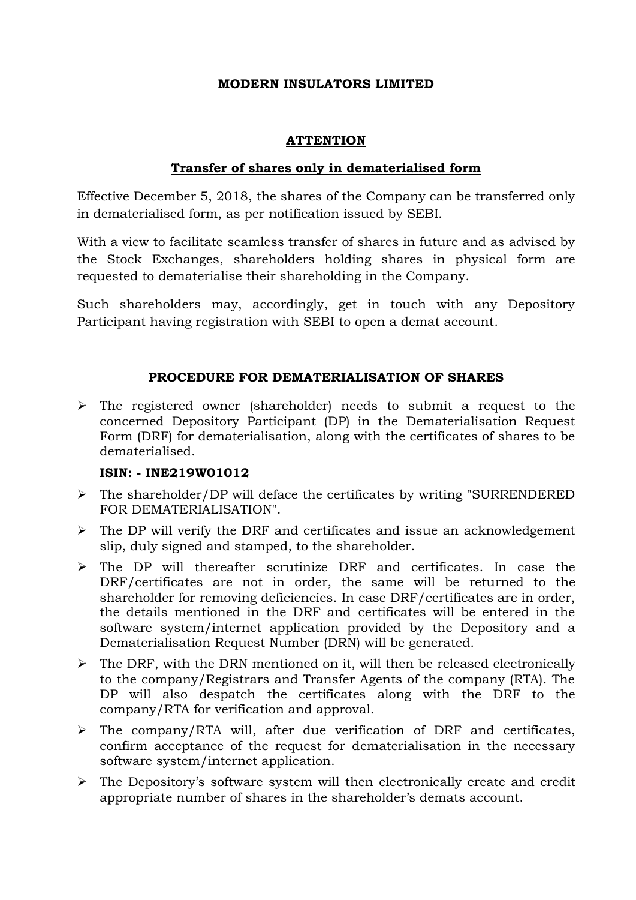# MODERN INSULATORS LIMITED

## ATTENTION

## Transfer of shares only in dematerialised form

Effective December 5, 2018, the shares of the Company can be transferred only in dematerialised form, as per notification issued by SEBI.

With a view to facilitate seamless transfer of shares in future and as advised by the Stock Exchanges, shareholders holding shares in physical form are requested to dematerialise their shareholding in the Company.

Such shareholders may, accordingly, get in touch with any Depository Participant having registration with SEBI to open a demat account.

## PROCEDURE FOR DEMATERIALISATION OF SHARES

- The registered owner (shareholder) needs to submit a request to the concerned Depository Participant (DP) in the Dematerialisation Request Form (DRF) for dematerialisation, along with the certificates of shares to be dematerialised.

  **ISIN: - INE219W01012**

- The shareholder/DP will deface the certificates by writing "SURRENDERED FOR DEMATERIALISATION".
- The DP will verify the DRF and certificates and issue an acknowledgement slip, duly signed and stamped, to the shareholder.
- The DP will thereafter scrutinize DRF and certificates. In case the DRF/certificates are not in order, the same will be returned to the shareholder for removing deficiencies. In case DRF/certificates are in order, the details mentioned in the DRF and certificates will be entered in the software system/internet application provided by the Depository and a Dematerialisation Request Number (DRN) will be generated.
- The DRF, with the DRN mentioned on it, will then be released electronically to the company/Registrars and Transfer Agents of the company (RTA). The DP will also despatch the certificates along with the DRF to the company/RTA for verification and approval.
- The company/RTA will, after due verification of DRF and certificates, confirm acceptance of the request for dematerialisation in the necessary software system/internet application.
- The Depository's software system will then electronically create and credit appropriate number of shares in the shareholder's demats account.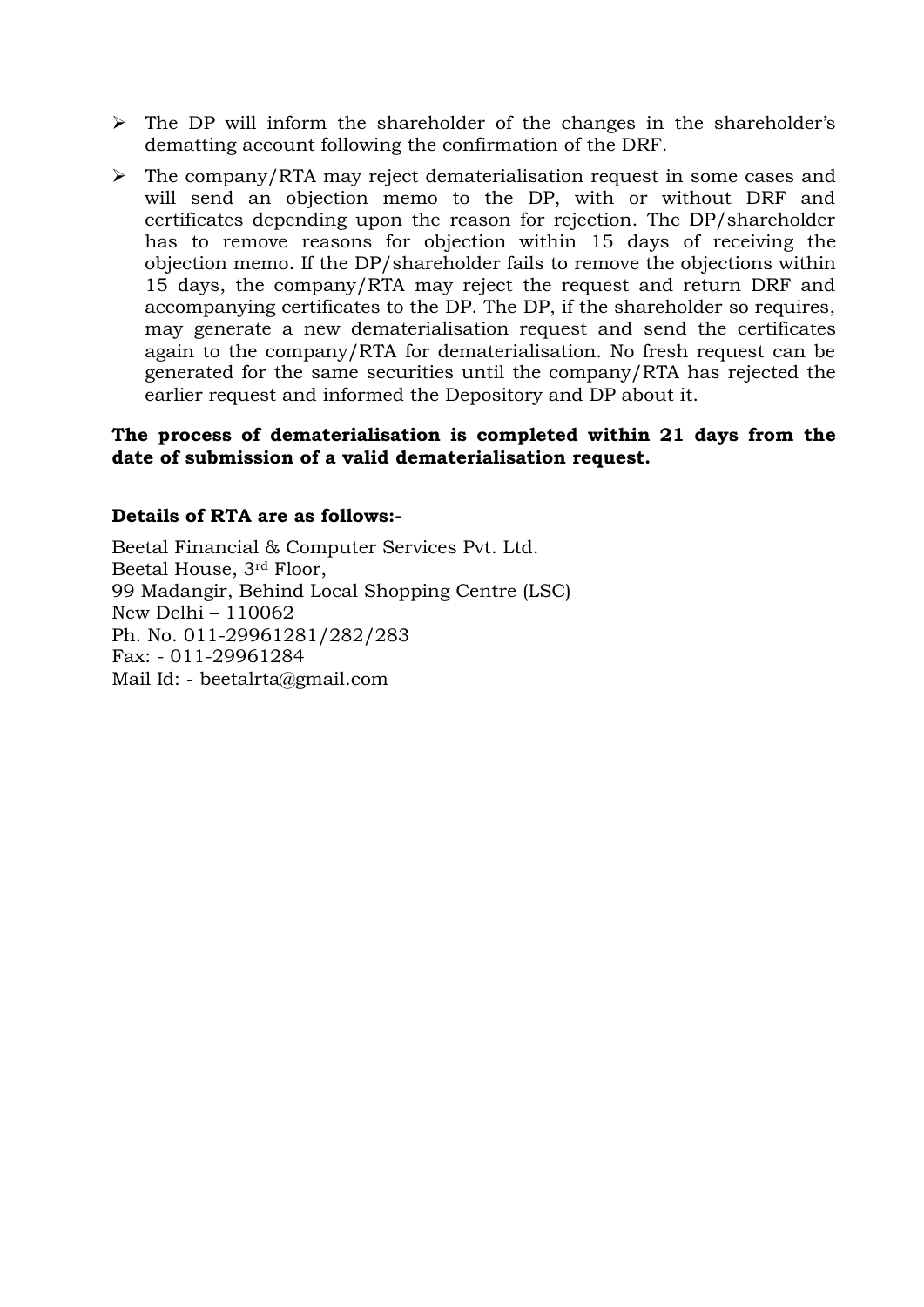- The DP will inform the shareholder of the changes in the shareholder's dematting account following the confirmation of the DRF.
- The company/RTA may reject dematerialisation request in some cases and will send an objection memo to the DP, with or without DRF and certificates depending upon the reason for rejection. The DP/shareholder has to remove reasons for objection within 15 days of receiving the objection memo. If the DP/shareholder fails to remove the objections within 15 days, the company/RTA may reject the request and return DRF and accompanying certificates to the DP. The DP, if the shareholder so requires, may generate a new dematerialisation request and send the certificates again to the company/RTA for dematerialisation. No fresh request can be generated for the same securities until the company/RTA has rejected the earlier request and informed the Depository and DP about it.

**The process of dematerialisation is completed within 21 days from the date of submission of a valid dematerialisation request.**

**Details of RTA are as follows:-**

Beetal Financial & Computer Services Pvt. Ltd.
Beetal House, 3rd Floor,
99 Madangir, Behind Local Shopping Centre (LSC)
New Delhi – 110062
Ph. No. 011-29961281/282/283
Fax: - 011-29961284
Mail Id: - beetalrta@gmail.com